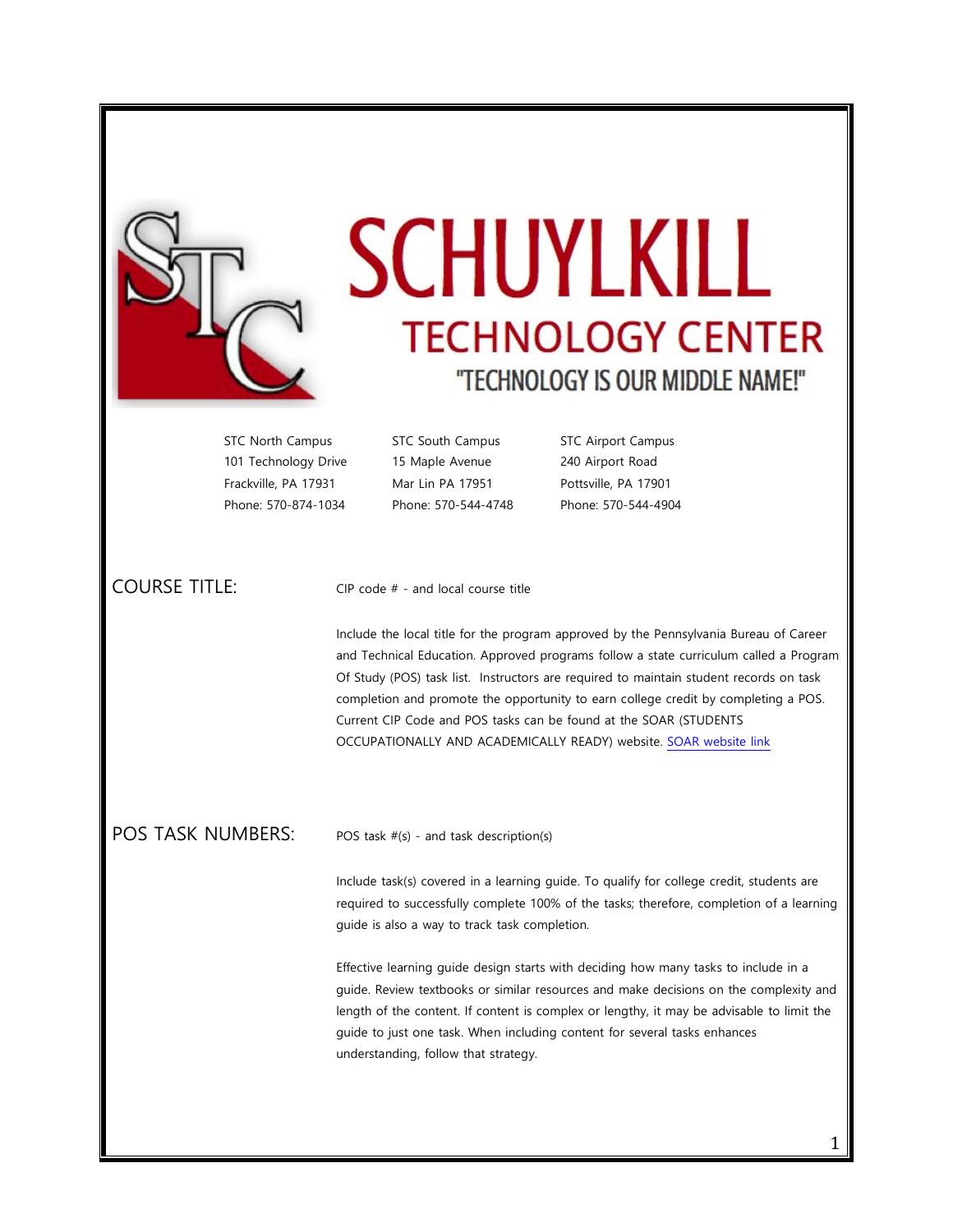# SCHUYLKILL TECHNOLOGY CENTER

"TECHNOLOGY IS OUR MIDDLE NAME!"

STC North Campus
101 Technology Drive
Frackville, PA 17931
Phone: 570-874-1034

STC South Campus
15 Maple Avenue
Mar Lin PA 17951
Phone: 570-544-4748

STC Airport Campus
240 Airport Road
Pottsville, PA 17901
Phone: 570-544-4904

## COURSE TITLE:

CIP code # - and local course title

Include the local title for the program approved by the Pennsylvania Bureau of Career and Technical Education. Approved programs follow a state curriculum called a Program Of Study (POS) task list. Instructors are required to maintain student records on task completion and promote the opportunity to earn college credit by completing a POS. Current CIP Code and POS tasks can be found at the SOAR (STUDENTS OCCUPATIONALLY AND ACADEMICALLY READY) website. SOAR website link

## POS TASK NUMBERS:

POS task #(s) - and task description(s)

Include task(s) covered in a learning guide. To qualify for college credit, students are required to successfully complete 100% of the tasks; therefore, completion of a learning guide is also a way to track task completion.

Effective learning guide design starts with deciding how many tasks to include in a guide. Review textbooks or similar resources and make decisions on the complexity and length of the content. If content is complex or lengthy, it may be advisable to limit the guide to just one task. When including content for several tasks enhances understanding, follow that strategy.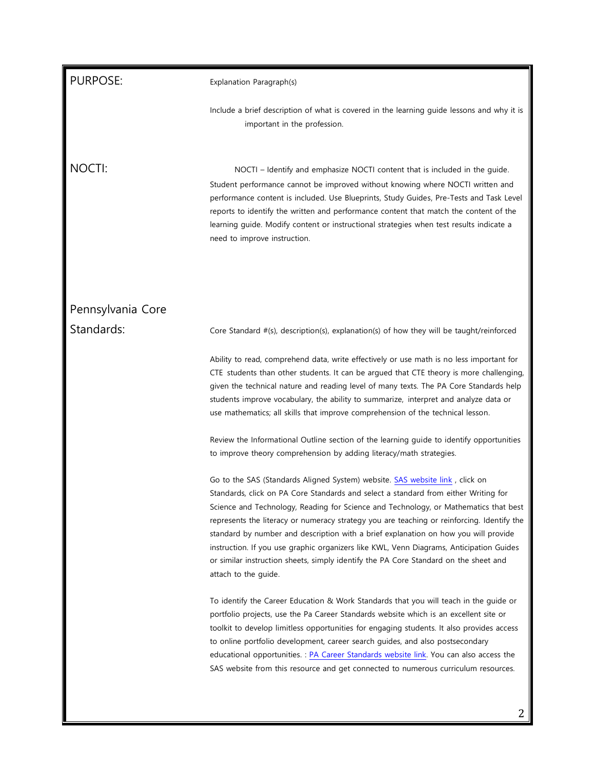## PURPOSE:

Explanation Paragraph(s)

Include a brief description of what is covered in the learning guide lessons and why it is important in the profession.

## NOCTI:

NOCTI – Identify and emphasize NOCTI content that is included in the guide. Student performance cannot be improved without knowing where NOCTI written and performance content is included. Use Blueprints, Study Guides, Pre-Tests and Task Level reports to identify the written and performance content that match the content of the learning guide. Modify content or instructional strategies when test results indicate a need to improve instruction.

## Pennsylvania Core Standards:

Core Standard #(s), description(s), explanation(s) of how they will be taught/reinforced

Ability to read, comprehend data, write effectively or use math is no less important for CTE students than other students. It can be argued that CTE theory is more challenging, given the technical nature and reading level of many texts. The PA Core Standards help students improve vocabulary, the ability to summarize, interpret and analyze data or use mathematics; all skills that improve comprehension of the technical lesson.

Review the Informational Outline section of the learning guide to identify opportunities to improve theory comprehension by adding literacy/math strategies.

Go to the SAS (Standards Aligned System) website. SAS website link , click on Standards, click on PA Core Standards and select a standard from either Writing for Science and Technology, Reading for Science and Technology, or Mathematics that best represents the literacy or numeracy strategy you are teaching or reinforcing. Identify the standard by number and description with a brief explanation on how you will provide instruction. If you use graphic organizers like KWL, Venn Diagrams, Anticipation Guides or similar instruction sheets, simply identify the PA Core Standard on the sheet and attach to the guide.

To identify the Career Education & Work Standards that you will teach in the guide or portfolio projects, use the Pa Career Standards website which is an excellent site or toolkit to develop limitless opportunities for engaging students. It also provides access to online portfolio development, career search guides, and also postsecondary educational opportunities. : PA Career Standards website link. You can also access the SAS website from this resource and get connected to numerous curriculum resources.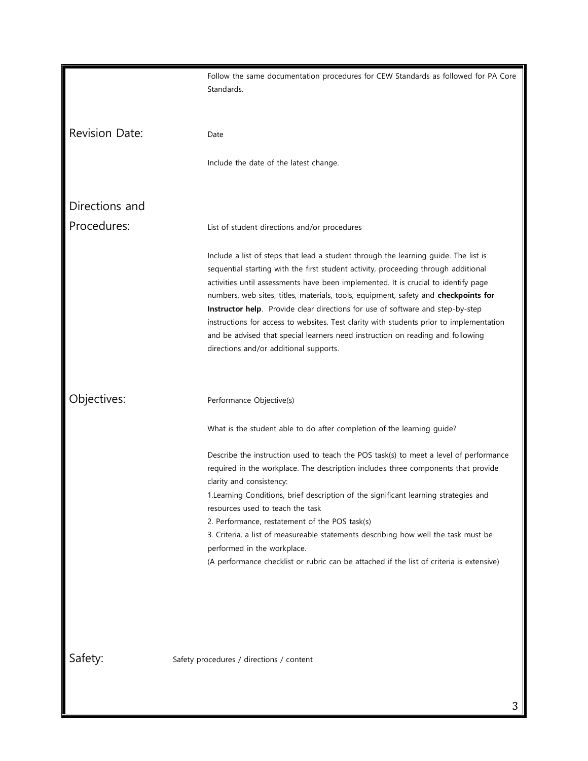Follow the same documentation procedures for CEW Standards as followed for PA Core Standards.

## Revision Date:

Date

Include the date of the latest change.

## Directions and Procedures:

List of student directions and/or procedures

Include a list of steps that lead a student through the learning guide. The list is sequential starting with the first student activity, proceeding through additional activities until assessments have been implemented. It is crucial to identify page numbers, web sites, titles, materials, tools, equipment, safety and **checkpoints for Instructor help**. Provide clear directions for use of software and step-by-step instructions for access to websites. Test clarity with students prior to implementation and be advised that special learners need instruction on reading and following directions and/or additional supports.

## Objectives:

Performance Objective(s)

What is the student able to do after completion of the learning guide?

Describe the instruction used to teach the POS task(s) to meet a level of performance required in the workplace. The description includes three components that provide clarity and consistency:

1. Learning Conditions, brief description of the significant learning strategies and resources used to teach the task
2. Performance, restatement of the POS task(s)
3. Criteria, a list of measureable statements describing how well the task must be performed in the workplace.

(A performance checklist or rubric can be attached if the list of criteria is extensive)

## Safety:

Safety procedures / directions / content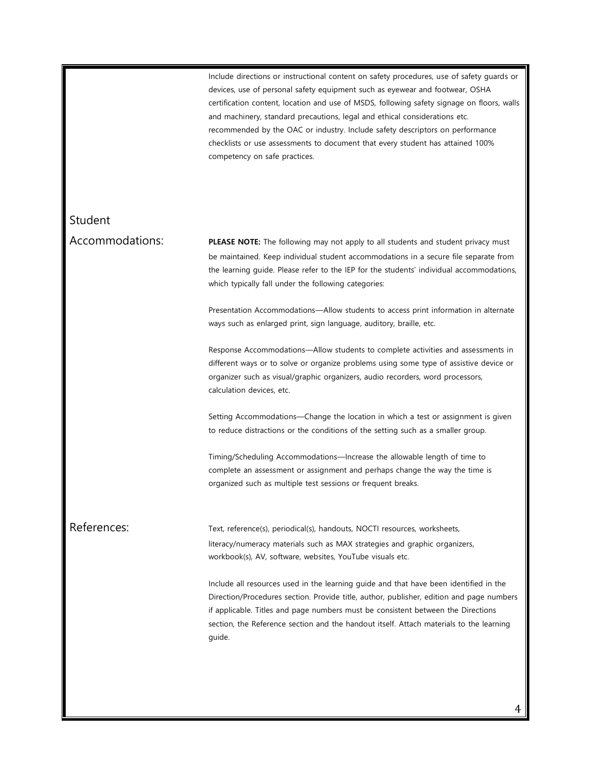Include directions or instructional content on safety procedures, use of safety guards or devices, use of personal safety equipment such as eyewear and footwear, OSHA certification content, location and use of MSDS, following safety signage on floors, walls and machinery, standard precautions, legal and ethical considerations etc. recommended by the OAC or industry. Include safety descriptors on performance checklists or use assessments to document that every student has attained 100% competency on safe practices.

## Student Accommodations:

**PLEASE NOTE:** The following may not apply to all students and student privacy must be maintained. Keep individual student accommodations in a secure file separate from the learning guide. Please refer to the IEP for the students' individual accommodations, which typically fall under the following categories:

Presentation Accommodations—Allow students to access print information in alternate ways such as enlarged print, sign language, auditory, braille, etc.

Response Accommodations—Allow students to complete activities and assessments in different ways or to solve or organize problems using some type of assistive device or organizer such as visual/graphic organizers, audio recorders, word processors, calculation devices, etc.

Setting Accommodations—Change the location in which a test or assignment is given to reduce distractions or the conditions of the setting such as a smaller group.

Timing/Scheduling Accommodations—Increase the allowable length of time to complete an assessment or assignment and perhaps change the way the time is organized such as multiple test sessions or frequent breaks.

## References:

Text, reference(s), periodical(s), handouts, NOCTI resources, worksheets, literacy/numeracy materials such as MAX strategies and graphic organizers, workbook(s), AV, software, websites, YouTube visuals etc.

Include all resources used in the learning guide and that have been identified in the Direction/Procedures section. Provide title, author, publisher, edition and page numbers if applicable. Titles and page numbers must be consistent between the Directions section, the Reference section and the handout itself. Attach materials to the learning guide.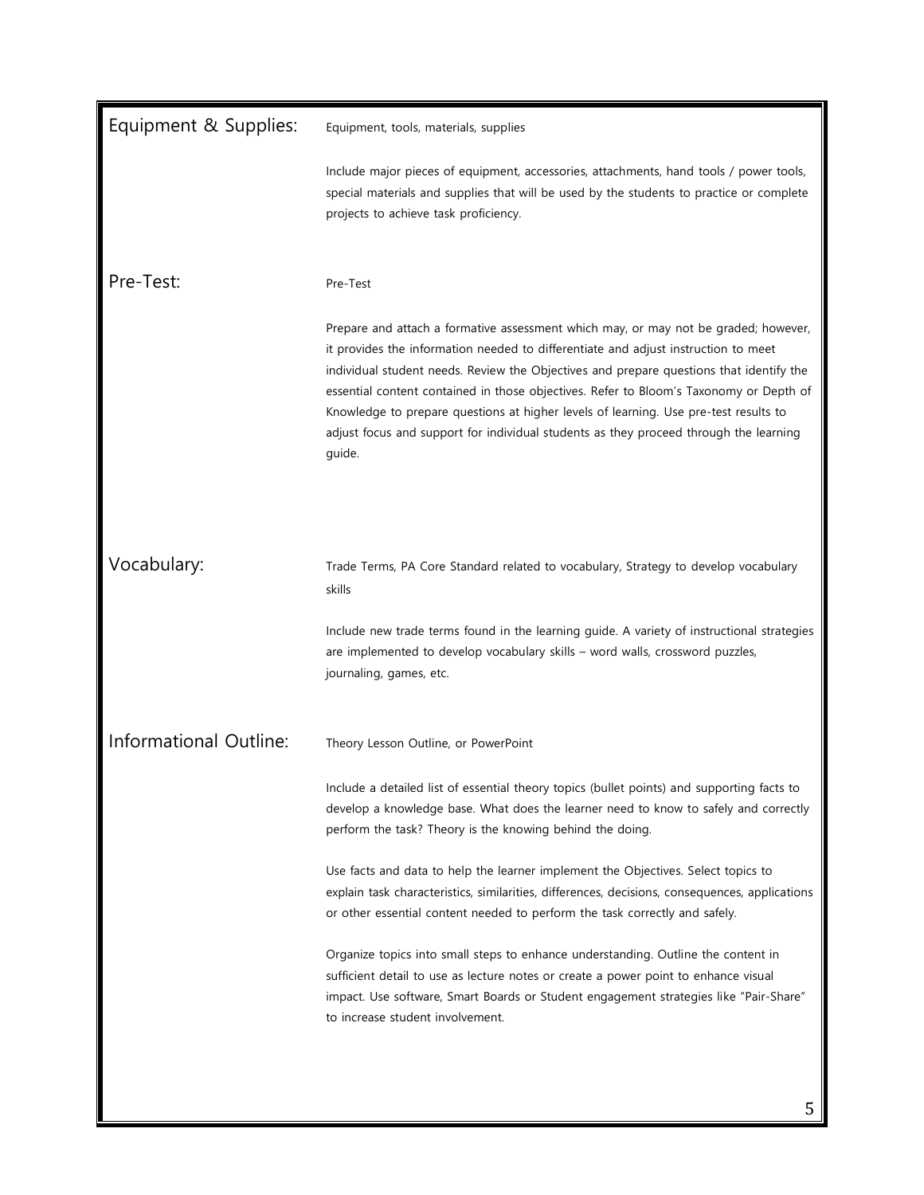## Equipment & Supplies:

Equipment, tools, materials, supplies

Include major pieces of equipment, accessories, attachments, hand tools / power tools, special materials and supplies that will be used by the students to practice or complete projects to achieve task proficiency.

## Pre-Test:

Pre-Test

Prepare and attach a formative assessment which may, or may not be graded; however, it provides the information needed to differentiate and adjust instruction to meet individual student needs. Review the Objectives and prepare questions that identify the essential content contained in those objectives. Refer to Bloom's Taxonomy or Depth of Knowledge to prepare questions at higher levels of learning. Use pre-test results to adjust focus and support for individual students as they proceed through the learning guide.

## Vocabulary:

Trade Terms, PA Core Standard related to vocabulary, Strategy to develop vocabulary skills

Include new trade terms found in the learning guide. A variety of instructional strategies are implemented to develop vocabulary skills – word walls, crossword puzzles, journaling, games, etc.

## Informational Outline:

Theory Lesson Outline, or PowerPoint

Include a detailed list of essential theory topics (bullet points) and supporting facts to develop a knowledge base. What does the learner need to know to safely and correctly perform the task? Theory is the knowing behind the doing.

Use facts and data to help the learner implement the Objectives. Select topics to explain task characteristics, similarities, differences, decisions, consequences, applications or other essential content needed to perform the task correctly and safely.

Organize topics into small steps to enhance understanding. Outline the content in sufficient detail to use as lecture notes or create a power point to enhance visual impact. Use software, Smart Boards or Student engagement strategies like "Pair-Share" to increase student involvement.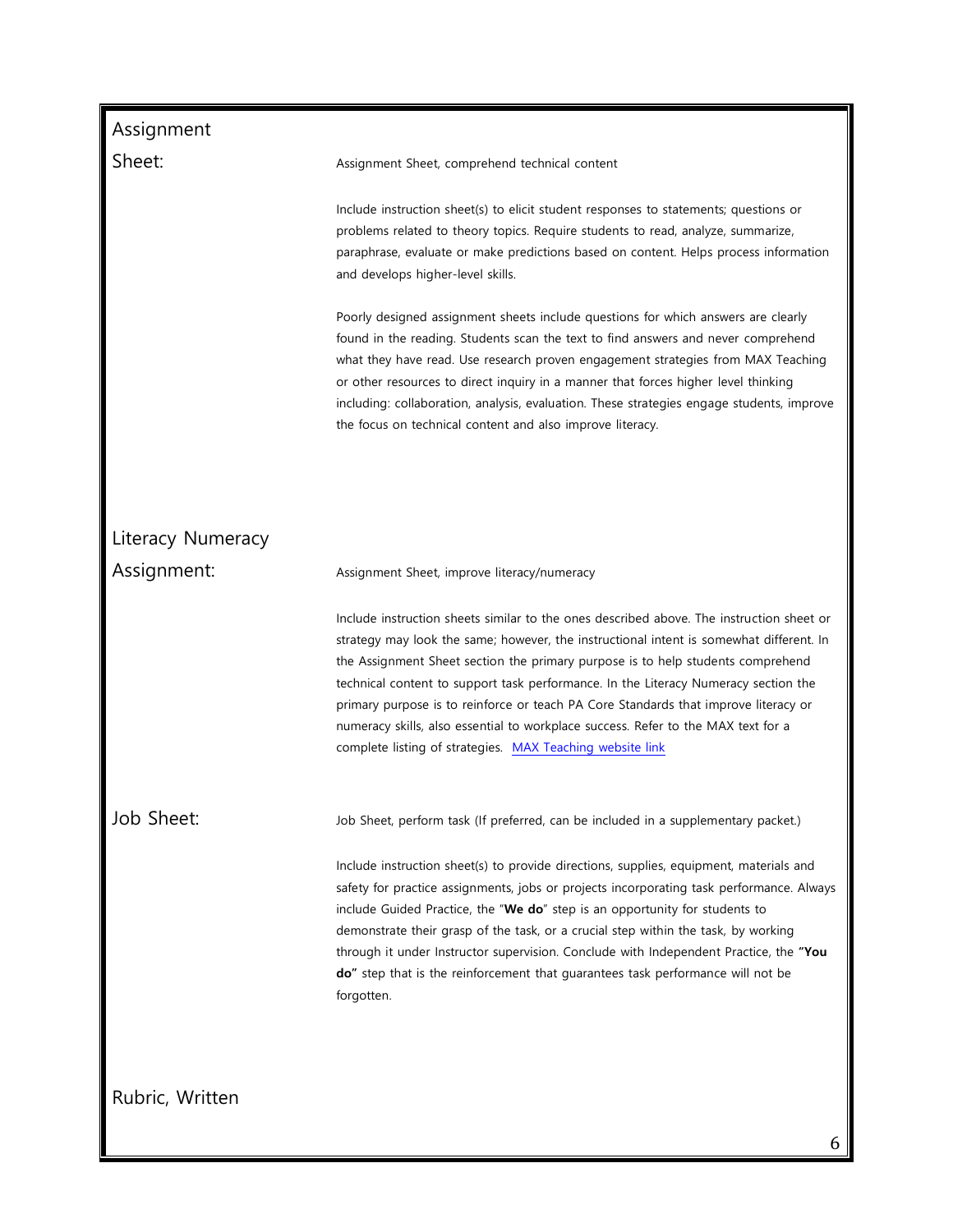## Assignment Sheet:

Assignment Sheet, comprehend technical content

Include instruction sheet(s) to elicit student responses to statements; questions or problems related to theory topics. Require students to read, analyze, summarize, paraphrase, evaluate or make predictions based on content. Helps process information and develops higher-level skills.

Poorly designed assignment sheets include questions for which answers are clearly found in the reading. Students scan the text to find answers and never comprehend what they have read. Use research proven engagement strategies from MAX Teaching or other resources to direct inquiry in a manner that forces higher level thinking including: collaboration, analysis, evaluation. These strategies engage students, improve the focus on technical content and also improve literacy.

## Literacy Numeracy Assignment:

Assignment Sheet, improve literacy/numeracy

Include instruction sheets similar to the ones described above. The instruction sheet or strategy may look the same; however, the instructional intent is somewhat different. In the Assignment Sheet section the primary purpose is to help students comprehend technical content to support task performance. In the Literacy Numeracy section the primary purpose is to reinforce or teach PA Core Standards that improve literacy or numeracy skills, also essential to workplace success. Refer to the MAX text for a complete listing of strategies. MAX Teaching website link

## Job Sheet:

Job Sheet, perform task (If preferred, can be included in a supplementary packet.)

Include instruction sheet(s) to provide directions, supplies, equipment, materials and safety for practice assignments, jobs or projects incorporating task performance. Always include Guided Practice, the "**We do**" step is an opportunity for students to demonstrate their grasp of the task, or a crucial step within the task, by working through it under Instructor supervision. Conclude with Independent Practice, the **"You do"** step that is the reinforcement that guarantees task performance will not be forgotten.

## Rubric, Written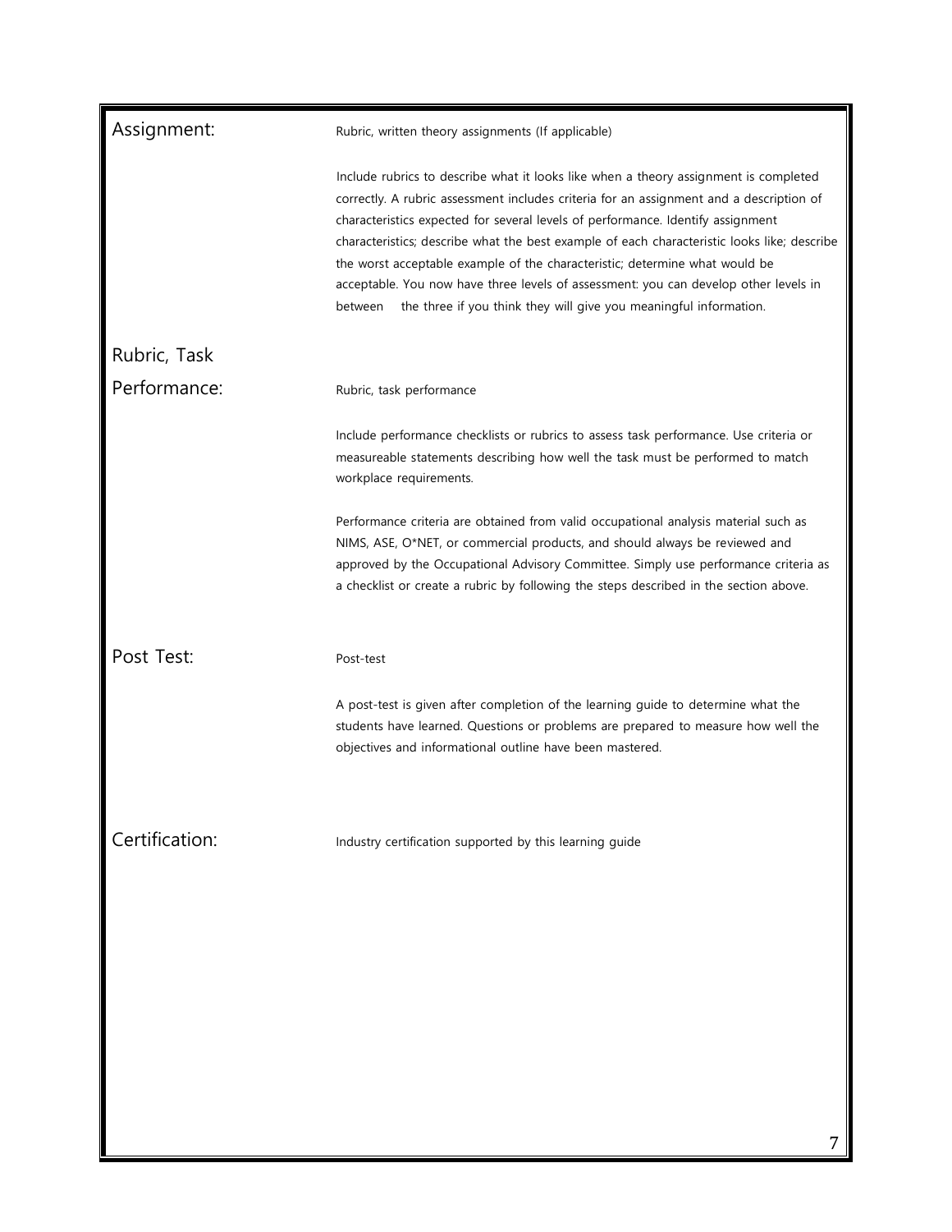**Assignment:**

Rubric, written theory assignments (If applicable)

Include rubrics to describe what it looks like when a theory assignment is completed correctly. A rubric assessment includes criteria for an assignment and a description of characteristics expected for several levels of performance. Identify assignment characteristics; describe what the best example of each characteristic looks like; describe the worst acceptable example of the characteristic; determine what would be acceptable. You now have three levels of assessment: you can develop other levels in between the three if you think they will give you meaningful information.

**Rubric, Task Performance:**

Rubric, task performance

Include performance checklists or rubrics to assess task performance. Use criteria or measureable statements describing how well the task must be performed to match workplace requirements.

Performance criteria are obtained from valid occupational analysis material such as NIMS, ASE, O*NET, or commercial products, and should always be reviewed and approved by the Occupational Advisory Committee. Simply use performance criteria as a checklist or create a rubric by following the steps described in the section above.

**Post Test:**

Post-test

A post-test is given after completion of the learning guide to determine what the students have learned. Questions or problems are prepared to measure how well the objectives and informational outline have been mastered.

**Certification:**

Industry certification supported by this learning guide